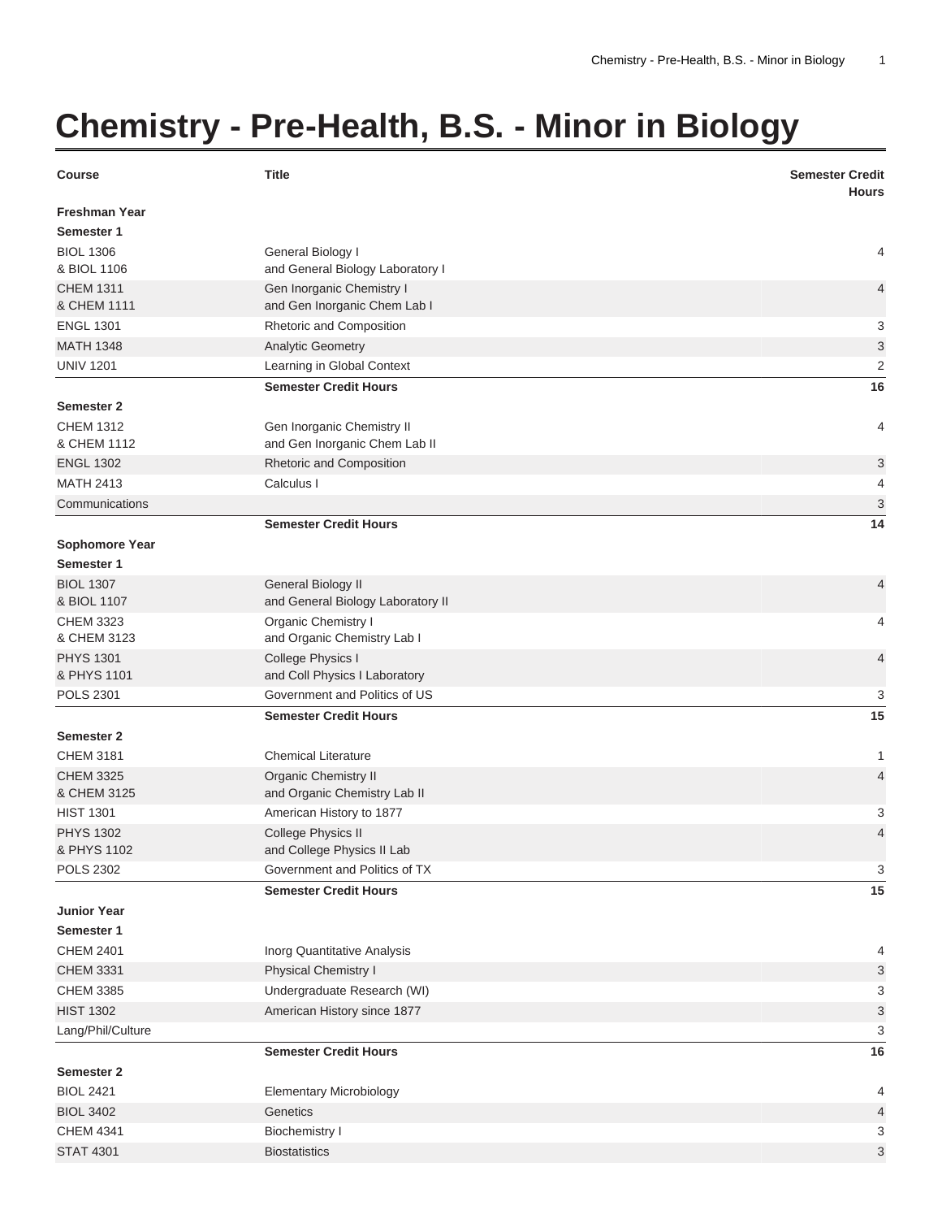# Chemistry - Pre-Health, B.S. - Minor in Biology

| Course | Title | Semester Credit Hours |
| --- | --- | --- |
| **Freshman Year** | | |
| **Semester 1** | | |
| BIOL 1306 & BIOL 1106 | General Biology I and General Biology Laboratory I | 4 |
| CHEM 1311 & CHEM 1111 | Gen Inorganic Chemistry I and Gen Inorganic Chem Lab I | 4 |
| ENGL 1301 | Rhetoric and Composition | 3 |
| MATH 1348 | Analytic Geometry | 3 |
| UNIV 1201 | Learning in Global Context | 2 |
| | **Semester Credit Hours** | **16** |
| **Semester 2** | | |
| CHEM 1312 & CHEM 1112 | Gen Inorganic Chemistry II and Gen Inorganic Chem Lab II | 4 |
| ENGL 1302 | Rhetoric and Composition | 3 |
| MATH 2413 | Calculus I | 4 |
| Communications | | 3 |
| | **Semester Credit Hours** | **14** |
| **Sophomore Year** | | |
| **Semester 1** | | |
| BIOL 1307 & BIOL 1107 | General Biology II and General Biology Laboratory II | 4 |
| CHEM 3323 & CHEM 3123 | Organic Chemistry I and Organic Chemistry Lab I | 4 |
| PHYS 1301 & PHYS 1101 | College Physics I and Coll Physics I Laboratory | 4 |
| POLS 2301 | Government and Politics of US | 3 |
| | **Semester Credit Hours** | **15** |
| **Semester 2** | | |
| CHEM 3181 | Chemical Literature | 1 |
| CHEM 3325 & CHEM 3125 | Organic Chemistry II and Organic Chemistry Lab II | 4 |
| HIST 1301 | American History to 1877 | 3 |
| PHYS 1302 & PHYS 1102 | College Physics II and College Physics II Lab | 4 |
| POLS 2302 | Government and Politics of TX | 3 |
| | **Semester Credit Hours** | **15** |
| **Junior Year** | | |
| **Semester 1** | | |
| CHEM 2401 | Inorg Quantitative Analysis | 4 |
| CHEM 3331 | Physical Chemistry I | 3 |
| CHEM 3385 | Undergraduate Research (WI) | 3 |
| HIST 1302 | American History since 1877 | 3 |
| Lang/Phil/Culture | | 3 |
| | **Semester Credit Hours** | **16** |
| **Semester 2** | | |
| BIOL 2421 | Elementary Microbiology | 4 |
| BIOL 3402 | Genetics | 4 |
| CHEM 4341 | Biochemistry I | 3 |
| STAT 4301 | Biostatistics | 3 |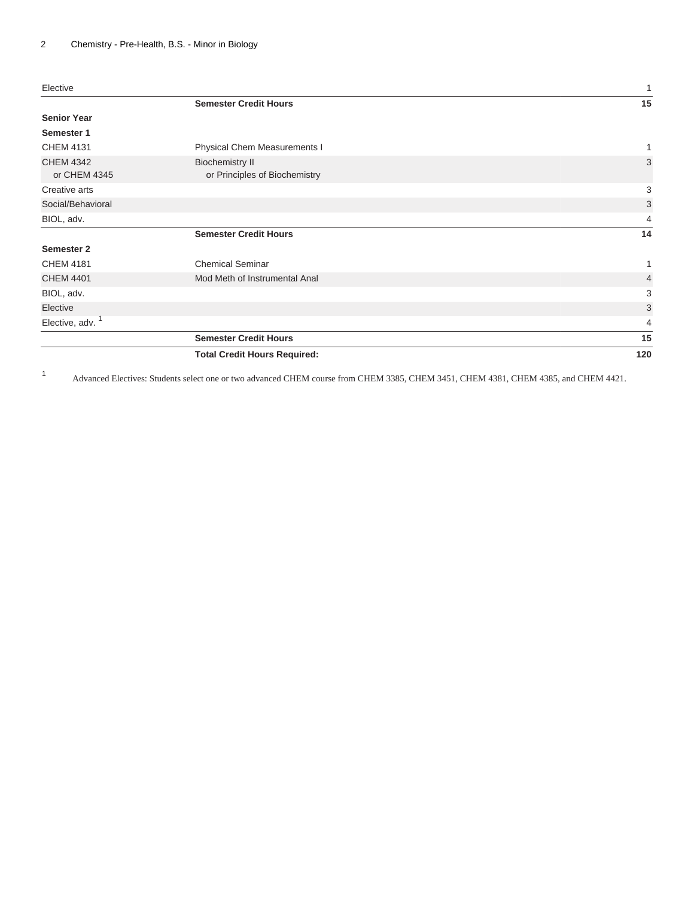| | | |
|---|---|---|
| Elective | | 1 |
| | **Semester Credit Hours** | **15** |
| **Senior Year** | | |
| **Semester 1** | | |
| CHEM 4131 | Physical Chem Measurements I | 1 |
| CHEM 4342 or CHEM 4345 | Biochemistry II or Principles of Biochemistry | 3 |
| Creative arts | | 3 |
| Social/Behavioral | | 3 |
| BIOL, adv. | | 4 |
| | **Semester Credit Hours** | **14** |
| **Semester 2** | | |
| CHEM 4181 | Chemical Seminar | 1 |
| CHEM 4401 | Mod Meth of Instrumental Anal | 4 |
| BIOL, adv. | | 3 |
| Elective | | 3 |
| Elective, adv. [1] | | 4 |
| | **Semester Credit Hours** | **15** |
| | **Total Credit Hours Required:** | **120** |

[1] Advanced Electives: Students select one or two advanced CHEM course from CHEM 3385, CHEM 3451, CHEM 4381, CHEM 4385, and CHEM 4421.